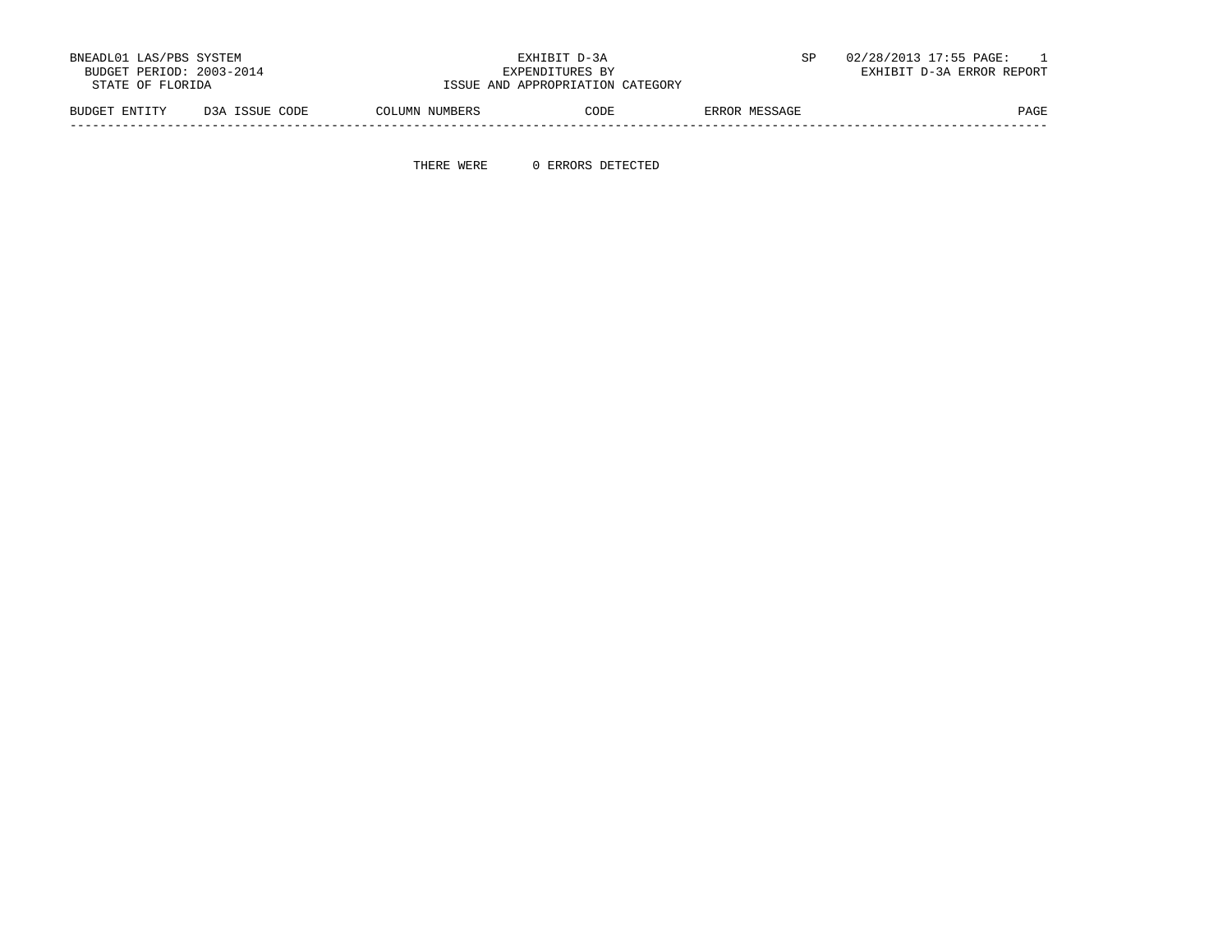BNEADL01 LAS/PBS SYSTEM
BUDGET PERIOD: 2003-2014
STATE OF FLORIDA

EXHIBIT D-3A
EXPENDITURES BY
ISSUE AND APPROPRIATION CATEGORY

SP 02/28/2013 17:55 PAGE: 1
EXHIBIT D-3A ERROR REPORT

| BUDGET ENTITY | D3A ISSUE CODE | COLUMN NUMBERS | CODE | ERROR MESSAGE | PAGE |
|---|---|---|---|---|---|

THERE WERE 0 ERRORS DETECTED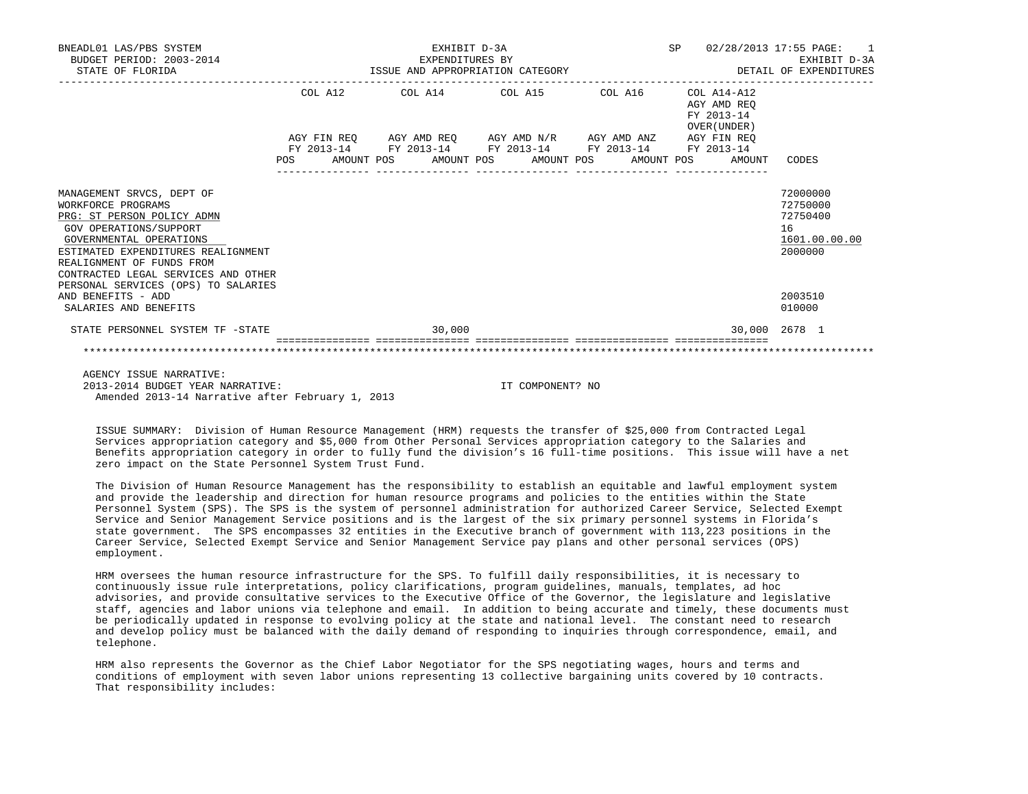| | COL A12 | | COL A14 | | COL A15 | | COL A16 | | COL A14-A12 AGY AMD REQ FY 2013-14 OVER(UNDER) AGY FIN REQ FY 2013-14 | | CODES |
|---|---|---|---|---|---|---|---|---|---|---|---|
| | AGY FIN REQ FY 2013-14 | | AGY AMD REQ FY 2013-14 | | AGY AMD N/R FY 2013-14 | | AGY AMD ANZ FY 2013-14 | | | | |
| | POS | AMOUNT | POS | AMOUNT | POS | AMOUNT | POS | AMOUNT | POS | AMOUNT | |
| MANAGEMENT SRVCS, DEPT OF | | | | | | | | | | | 72000000 |
| WORKFORCE PROGRAMS | | | | | | | | | | | 72750000 |
| PRG: ST PERSON POLICY ADMN | | | | | | | | | | | 72750400 |
| GOV OPERATIONS/SUPPORT | | | | | | | | | | | 16 |
| GOVERNMENTAL OPERATIONS | | | | | | | | | | | 1601.00.00.00 |
| ESTIMATED EXPENDITURES REALIGNMENT | | | | | | | | | | | 2000000 |
| REALIGNMENT OF FUNDS FROM CONTRACTED LEGAL SERVICES AND OTHER PERSONAL SERVICES (OPS) TO SALARIES AND BENEFITS - ADD | | | | | | | | | | | 2003510 |
| SALARIES AND BENEFITS | | | | | | | | | | | 010000 |
| STATE PERSONNEL SYSTEM TF -STATE | | | | 30,000 | | | | | | 30,000 | 2678 1 |

AGENCY ISSUE NARRATIVE:
2013-2014 BUDGET YEAR NARRATIVE: IT COMPONENT? NO
Amended 2013-14 Narrative after February 1, 2013

ISSUE SUMMARY: Division of Human Resource Management (HRM) requests the transfer of $25,000 from Contracted Legal Services appropriation category and $5,000 from Other Personal Services appropriation category to the Salaries and Benefits appropriation category in order to fully fund the division's 16 full-time positions. This issue will have a net zero impact on the State Personnel System Trust Fund.

The Division of Human Resource Management has the responsibility to establish an equitable and lawful employment system and provide the leadership and direction for human resource programs and policies to the entities within the State Personnel System (SPS). The SPS is the system of personnel administration for authorized Career Service, Selected Exempt Service and Senior Management Service positions and is the largest of the six primary personnel systems in Florida's state government. The SPS encompasses 32 entities in the Executive branch of government with 113,223 positions in the Career Service, Selected Exempt Service and Senior Management Service pay plans and other personal services (OPS) employment.

HRM oversees the human resource infrastructure for the SPS. To fulfill daily responsibilities, it is necessary to continuously issue rule interpretations, policy clarifications, program guidelines, manuals, templates, ad hoc advisories, and provide consultative services to the Executive Office of the Governor, the legislature and legislative staff, agencies and labor unions via telephone and email. In addition to being accurate and timely, these documents must be periodically updated in response to evolving policy at the state and national level. The constant need to research and develop policy must be balanced with the daily demand of responding to inquiries through correspondence, email, and telephone.

HRM also represents the Governor as the Chief Labor Negotiator for the SPS negotiating wages, hours and terms and conditions of employment with seven labor unions representing 13 collective bargaining units covered by 10 contracts. That responsibility includes: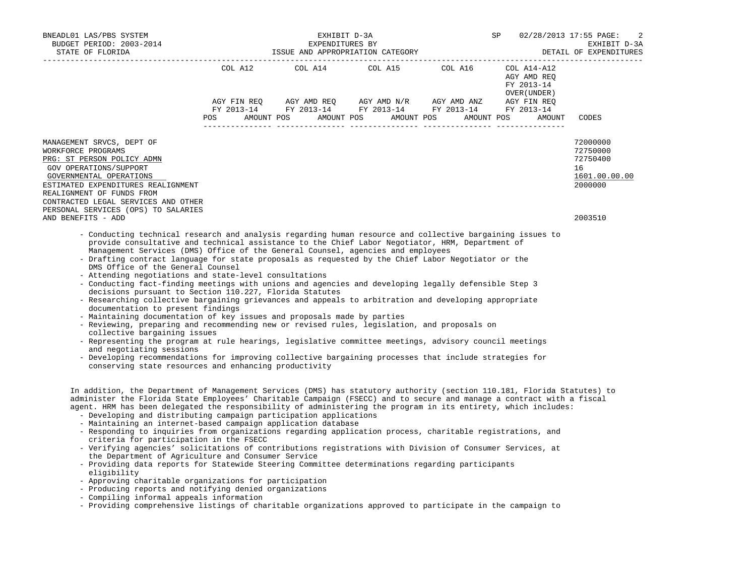| | COL A12 | | COL A14 | | COL A15 | | COL A16 | | COL A14-A12 AGY AMD REQ FY 2013-14 OVER(UNDER) | | |
|---|---|---|---|---|---|---|---|---|---|---|---|
| | AGY FIN REQ FY 2013-14 | | AGY AMD REQ FY 2013-14 | | AGY AMD N/R FY 2013-14 | | AGY AMD ANZ FY 2013-14 | | AGY FIN REQ FY 2013-14 | | |
| | POS | AMOUNT | POS | AMOUNT | POS | AMOUNT | POS | AMOUNT | POS | AMOUNT | CODES |
| MANAGEMENT SRVCS, DEPT OF | | | | | | | | | | | 72000000 |
| WORKFORCE PROGRAMS | | | | | | | | | | | 72750000 |
| PRG: ST PERSON POLICY ADMN | | | | | | | | | | | 72750400 |
| GOV OPERATIONS/SUPPORT | | | | | | | | | | | 16 |
| GOVERNMENTAL OPERATIONS | | | | | | | | | | | 1601.00.00.00 |
| ESTIMATED EXPENDITURES REALIGNMENT | | | | | | | | | | | 2000000 |
| REALIGNMENT OF FUNDS FROM CONTRACTED LEGAL SERVICES AND OTHER PERSONAL SERVICES (OPS) TO SALARIES AND BENEFITS - ADD | | | | | | | | | | | 2003510 |

- Conducting technical research and analysis regarding human resource and collective bargaining issues to provide consultative and technical assistance to the Chief Labor Negotiator, HRM, Department of Management Services (DMS) Office of the General Counsel, agencies and employees
- Drafting contract language for state proposals as requested by the Chief Labor Negotiator or the DMS Office of the General Counsel
- Attending negotiations and state-level consultations
- Conducting fact-finding meetings with unions and agencies and developing legally defensible Step 3 decisions pursuant to Section 110.227, Florida Statutes
- Researching collective bargaining grievances and appeals to arbitration and developing appropriate documentation to present findings
- Maintaining documentation of key issues and proposals made by parties
- Reviewing, preparing and recommending new or revised rules, legislation, and proposals on collective bargaining issues
- Representing the program at rule hearings, legislative committee meetings, advisory council meetings and negotiating sessions
- Developing recommendations for improving collective bargaining processes that include strategies for conserving state resources and enhancing productivity

In addition, the Department of Management Services (DMS) has statutory authority (section 110.181, Florida Statutes) to administer the Florida State Employees' Charitable Campaign (FSECC) and to secure and manage a contract with a fiscal agent. HRM has been delegated the responsibility of administering the program in its entirety, which includes:

- Developing and distributing campaign participation applications
- Maintaining an internet-based campaign application database
- Responding to inquiries from organizations regarding application process, charitable registrations, and criteria for participation in the FSECC
- Verifying agencies' solicitations of contributions registrations with Division of Consumer Services, at the Department of Agriculture and Consumer Service
- Providing data reports for Statewide Steering Committee determinations regarding participants eligibility
- Approving charitable organizations for participation
- Producing reports and notifying denied organizations
- Compiling informal appeals information
- Providing comprehensive listings of charitable organizations approved to participate in the campaign to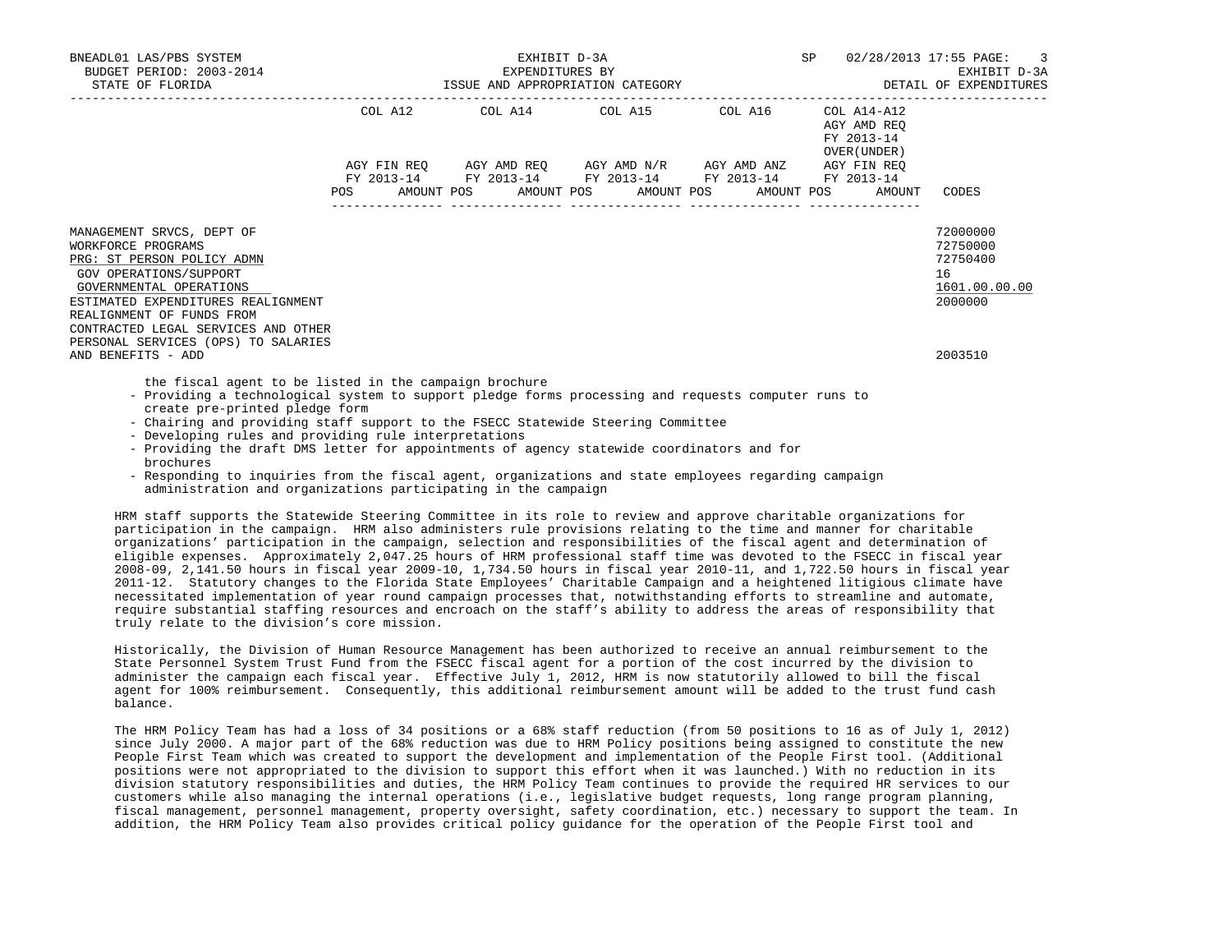| | COL A12 | | COL A14 | | COL A15 | | COL A16 | | COL A14-A12 AGY AMD REQ FY 2013-14 OVER(UNDER) | | |
|---|---|---|---|---|---|---|---|---|---|---|---|
| | AGY FIN REQ FY 2013-14 | | AGY AMD REQ FY 2013-14 | | AGY AMD N/R FY 2013-14 | | AGY AMD ANZ FY 2013-14 | | AGY FIN REQ FY 2013-14 | | |
| | POS | AMOUNT | POS | AMOUNT | POS | AMOUNT | POS | AMOUNT | POS | AMOUNT | CODES |
| MANAGEMENT SRVCS, DEPT OF | | | | | | | | | | | 72000000 |
| WORKFORCE PROGRAMS | | | | | | | | | | | 72750000 |
| PRG: ST PERSON POLICY ADMN | | | | | | | | | | | 72750400 |
| GOV OPERATIONS/SUPPORT | | | | | | | | | | | 16 |
| GOVERNMENTAL OPERATIONS | | | | | | | | | | | 1601.00.00.00 |
| ESTIMATED EXPENDITURES REALIGNMENT | | | | | | | | | | | 2000000 |
| REALIGNMENT OF FUNDS FROM CONTRACTED LEGAL SERVICES AND OTHER PERSONAL SERVICES (OPS) TO SALARIES AND BENEFITS - ADD | | | | | | | | | | | 2003510 |

the fiscal agent to be listed in the campaign brochure

- Providing a technological system to support pledge forms processing and requests computer runs to create pre-printed pledge form
- Chairing and providing staff support to the FSECC Statewide Steering Committee
- Developing rules and providing rule interpretations
- Providing the draft DMS letter for appointments of agency statewide coordinators and for brochures
- Responding to inquiries from the fiscal agent, organizations and state employees regarding campaign administration and organizations participating in the campaign

HRM staff supports the Statewide Steering Committee in its role to review and approve charitable organizations for participation in the campaign. HRM also administers rule provisions relating to the time and manner for charitable organizations' participation in the campaign, selection and responsibilities of the fiscal agent and determination of eligible expenses. Approximately 2,047.25 hours of HRM professional staff time was devoted to the FSECC in fiscal year 2008-09, 2,141.50 hours in fiscal year 2009-10, 1,734.50 hours in fiscal year 2010-11, and 1,722.50 hours in fiscal year 2011-12. Statutory changes to the Florida State Employees' Charitable Campaign and a heightened litigious climate have necessitated implementation of year round campaign processes that, notwithstanding efforts to streamline and automate, require substantial staffing resources and encroach on the staff's ability to address the areas of responsibility that truly relate to the division's core mission.

Historically, the Division of Human Resource Management has been authorized to receive an annual reimbursement to the State Personnel System Trust Fund from the FSECC fiscal agent for a portion of the cost incurred by the division to administer the campaign each fiscal year. Effective July 1, 2012, HRM is now statutorily allowed to bill the fiscal agent for 100% reimbursement. Consequently, this additional reimbursement amount will be added to the trust fund cash balance.

The HRM Policy Team has had a loss of 34 positions or a 68% staff reduction (from 50 positions to 16 as of July 1, 2012) since July 2000. A major part of the 68% reduction was due to HRM Policy positions being assigned to constitute the new People First Team which was created to support the development and implementation of the People First tool. (Additional positions were not appropriated to the division to support this effort when it was launched.) With no reduction in its division statutory responsibilities and duties, the HRM Policy Team continues to provide the required HR services to our customers while also managing the internal operations (i.e., legislative budget requests, long range program planning, fiscal management, personnel management, property oversight, safety coordination, etc.) necessary to support the team. In addition, the HRM Policy Team also provides critical policy guidance for the operation of the People First tool and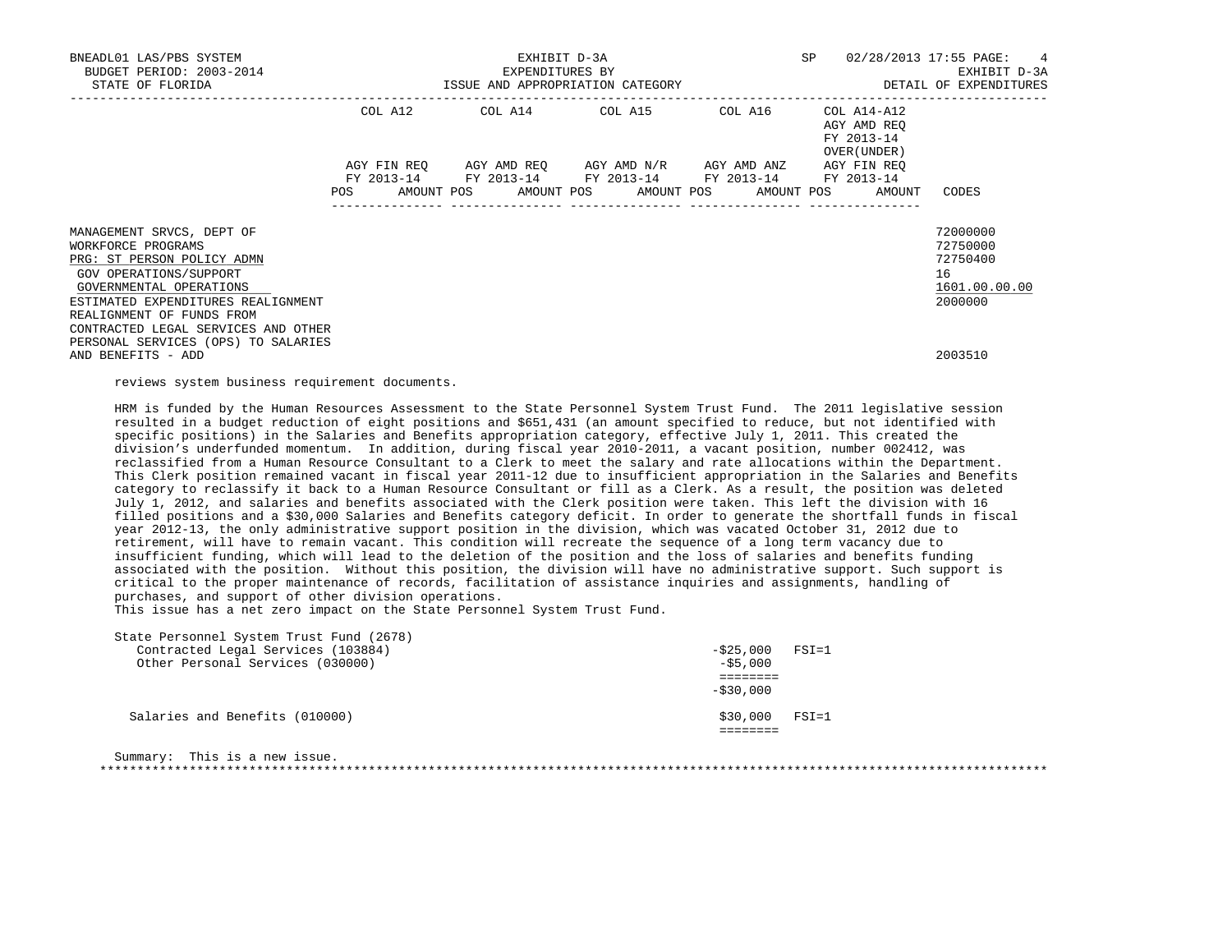| | COL A12 | COL A14 | COL A15 | COL A16 | COL A14-A12 | |
|---|---|---|---|---|---|---|
| | | | | | AGY AMD REQ FY 2013-14 OVER(UNDER) | |
| | AGY FIN REQ FY 2013-14 | AGY AMD REQ FY 2013-14 | AGY AMD N/R FY 2013-14 | AGY AMD ANZ FY 2013-14 | AGY FIN REQ FY 2013-14 | |
| | POS AMOUNT | POS AMOUNT | POS AMOUNT | POS AMOUNT | POS AMOUNT | CODES |
| MANAGEMENT SRVCS, DEPT OF | | | | | | 72000000 |
| WORKFORCE PROGRAMS | | | | | | 72750000 |
| PRG: ST PERSON POLICY ADMN | | | | | | 72750400 |
| GOV OPERATIONS/SUPPORT | | | | | | 16 |
| GOVERNMENTAL OPERATIONS | | | | | | 1601.00.00.00 |
| ESTIMATED EXPENDITURES REALIGNMENT | | | | | | 2000000 |
| REALIGNMENT OF FUNDS FROM CONTRACTED LEGAL SERVICES AND OTHER PERSONAL SERVICES (OPS) TO SALARIES AND BENEFITS - ADD | | | | | | 2003510 |

reviews system business requirement documents.

HRM is funded by the Human Resources Assessment to the State Personnel System Trust Fund. The 2011 legislative session resulted in a budget reduction of eight positions and $651,431 (an amount specified to reduce, but not identified with specific positions) in the Salaries and Benefits appropriation category, effective July 1, 2011. This created the division's underfunded momentum. In addition, during fiscal year 2010-2011, a vacant position, number 002412, was reclassified from a Human Resource Consultant to a Clerk to meet the salary and rate allocations within the Department. This Clerk position remained vacant in fiscal year 2011-12 due to insufficient appropriation in the Salaries and Benefits category to reclassify it back to a Human Resource Consultant or fill as a Clerk. As a result, the position was deleted July 1, 2012, and salaries and benefits associated with the Clerk position were taken. This left the division with 16 filled positions and a $30,000 Salaries and Benefits category deficit. In order to generate the shortfall funds in fiscal year 2012-13, the only administrative support position in the division, which was vacated October 31, 2012 due to retirement, will have to remain vacant. This condition will recreate the sequence of a long term vacancy due to insufficient funding, which will lead to the deletion of the position and the loss of salaries and benefits funding associated with the position. Without this position, the division will have no administrative support. Such support is critical to the proper maintenance of records, facilitation of assistance inquiries and assignments, handling of purchases, and support of other division operations.
This issue has a net zero impact on the State Personnel System Trust Fund.

```
State Personnel System Trust Fund (2678)
   Contracted Legal Services (103884)                          -$25,000   FSI=1
   Other Personal Services (030000)                             -$5,000
                                                               ========
                                                               -$30,000

  Salaries and Benefits (010000)                                $30,000   FSI=1
                                                               ========
```

Summary: This is a new issue.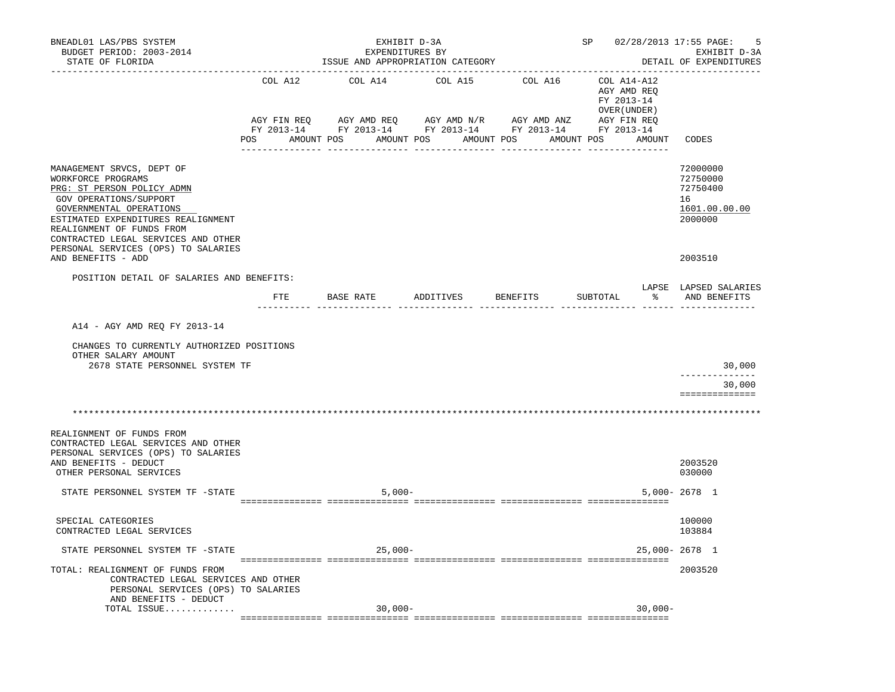BNEADL01 LAS/PBS SYSTEM — EXHIBIT D-3A — SP 02/28/2013 17:55

BUDGET PERIOD: 2003-2014 — EXPENDITURES BY — EXHIBIT D-3A

STATE OF FLORIDA — ISSUE AND APPROPRIATION CATEGORY — DETAIL OF EXPENDITURES

| | COL A12 AGY FIN REQ FY 2013-14 POS AMOUNT | COL A14 AGY AMD REQ FY 2013-14 POS AMOUNT | COL A15 AGY AMD N/R FY 2013-14 POS AMOUNT | COL A16 AGY AMD ANZ FY 2013-14 POS AMOUNT | COL A14-A12 AGY AMD REQ FY 2013-14 OVER(UNDER) AGY FIN REQ FY 2013-14 POS AMOUNT | CODES |
|---|---|---|---|---|---|---|
| MANAGEMENT SRVCS, DEPT OF | | | | | | 72000000 |
| WORKFORCE PROGRAMS | | | | | | 72750000 |
| PRG: ST PERSON POLICY ADMN | | | | | | 72750400 |
| GOV OPERATIONS/SUPPORT | | | | | | 16 |
| GOVERNMENTAL OPERATIONS | | | | | | 1601.00.00.00 |
| ESTIMATED EXPENDITURES REALIGNMENT | | | | | | 2000000 |
| REALIGNMENT OF FUNDS FROM CONTRACTED LEGAL SERVICES AND OTHER PERSONAL SERVICES (OPS) TO SALARIES AND BENEFITS - ADD | | | | | | 2003510 |

POSITION DETAIL OF SALARIES AND BENEFITS:

| | FTE | BASE RATE | ADDITIVES | BENEFITS | SUBTOTAL | LAPSE % | LAPSED SALARIES AND BENEFITS |
|---|---|---|---|---|---|---|---|
| A14 - AGY AMD REQ FY 2013-14 | | | | | | | |
| CHANGES TO CURRENTLY AUTHORIZED POSITIONS | | | | | | | |
| OTHER SALARY AMOUNT | | | | | | | |
| 2678 STATE PERSONNEL SYSTEM TF | | | | | | | 30,000 |
| | | | | | | | 30,000 |

\*\*\*\*\*\*\*\*\*\*\*\*\*\*\*\*\*\*\*\*\*\*\*\*\*\*\*\*\*\*\*\*\*\*\*\*\*\*\*\*\*\*\*\*\*\*\*\*\*\*\*\*\*\*\*\*\*\*\*\*\*\*\*\*\*\*\*\*\*\*\*\*\*\*\*\*\*\*\*\*\*\*\*\*\*\*\*\*\*\*\*\*\*\*\*\*\*\*\*\*\*\*\*\*\*\*\*\*\*\*\*\*\*\*\*\*\*\*\*\*\*\*\*\*

| | COL A12 | COL A14 | COL A15 | COL A16 | COL A14-A12 | CODES |
|---|---|---|---|---|---|---|
| REALIGNMENT OF FUNDS FROM CONTRACTED LEGAL SERVICES AND OTHER PERSONAL SERVICES (OPS) TO SALARIES AND BENEFITS - DEDUCT | | | | | | 2003520 |
| OTHER PERSONAL SERVICES | | | | | | 030000 |
| STATE PERSONNEL SYSTEM TF -STATE | | 5,000- | | | 5,000- | 2678 1 |
| SPECIAL CATEGORIES | | | | | | 100000 |
| CONTRACTED LEGAL SERVICES | | | | | | 103884 |
| STATE PERSONNEL SYSTEM TF -STATE | | 25,000- | | | 25,000- | 2678 1 |
| TOTAL: REALIGNMENT OF FUNDS FROM CONTRACTED LEGAL SERVICES AND OTHER PERSONAL SERVICES (OPS) TO SALARIES AND BENEFITS - DEDUCT | | | | | | 2003520 |
| TOTAL ISSUE............. | | 30,000- | | | 30,000- | |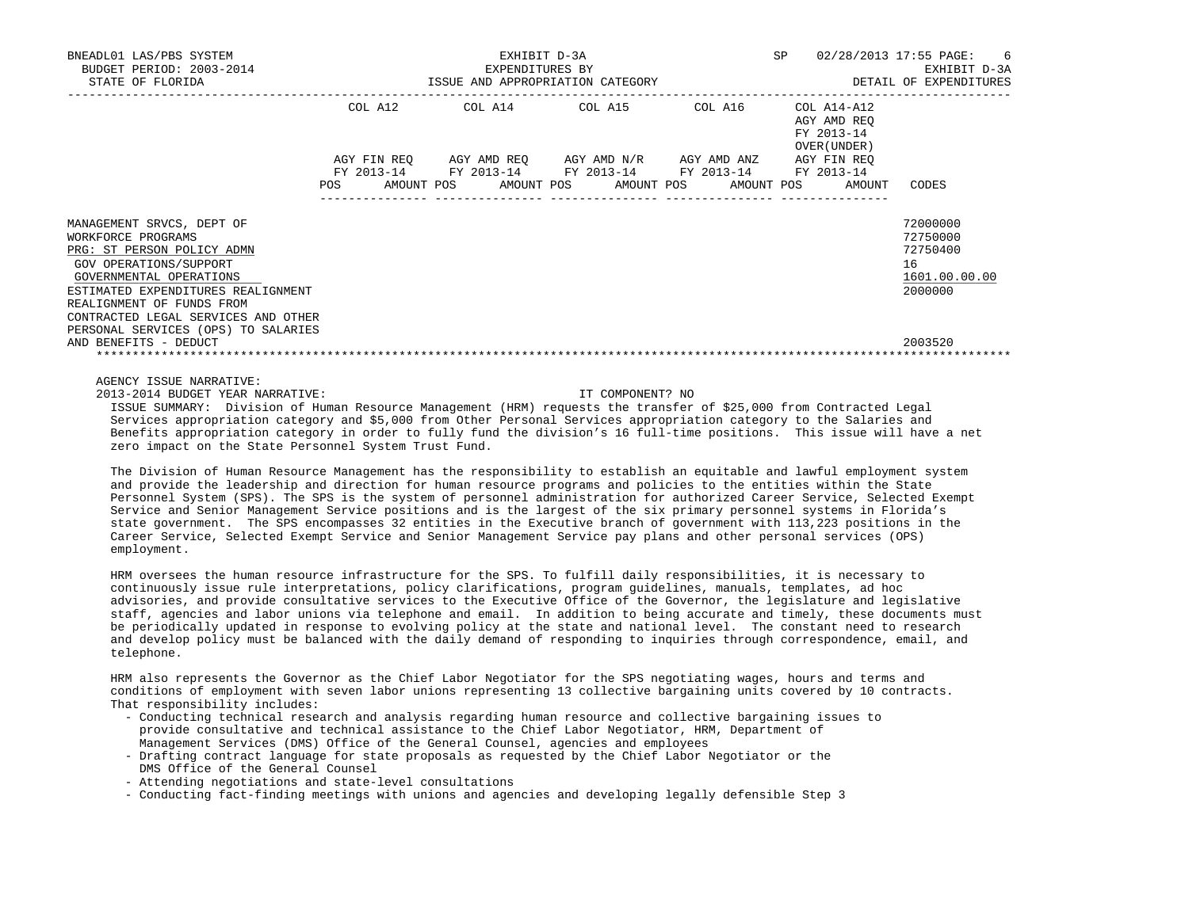BNEADL01 LAS/PBS SYSTEM — EXHIBIT D-3A — SP 02/28/2013 17:55

BUDGET PERIOD: 2003-2014 — EXPENDITURES BY — EXHIBIT D-3A

STATE OF FLORIDA — ISSUE AND APPROPRIATION CATEGORY — DETAIL OF EXPENDITURES

| | COL A12 AGY FIN REQ FY 2013-14 POS AMOUNT | COL A14 AGY AMD REQ FY 2013-14 POS AMOUNT | COL A15 AGY AMD N/R FY 2013-14 POS AMOUNT | COL A16 AGY AMD ANZ FY 2013-14 POS AMOUNT | COL A14-A12 AGY AMD REQ FY 2013-14 OVER(UNDER) AGY FIN REQ FY 2013-14 POS AMOUNT | CODES |
|---|---|---|---|---|---|---|
| MANAGEMENT SRVCS, DEPT OF | | | | | | 72000000 |
| WORKFORCE PROGRAMS | | | | | | 72750000 |
| PRG: ST PERSON POLICY ADMN | | | | | | 72750400 |
| GOV OPERATIONS/SUPPORT | | | | | | 16 |
| GOVERNMENTAL OPERATIONS | | | | | | 1601.00.00.00 |
| ESTIMATED EXPENDITURES REALIGNMENT | | | | | | 2000000 |
| REALIGNMENT OF FUNDS FROM CONTRACTED LEGAL SERVICES AND OTHER PERSONAL SERVICES (OPS) TO SALARIES AND BENEFITS - DEDUCT | | | | | | 2003520 |

AGENCY ISSUE NARRATIVE:

2013-2014 BUDGET YEAR NARRATIVE: IT COMPONENT? NO

ISSUE SUMMARY: Division of Human Resource Management (HRM) requests the transfer of $25,000 from Contracted Legal Services appropriation category and $5,000 from Other Personal Services appropriation category to the Salaries and Benefits appropriation category in order to fully fund the division's 16 full-time positions. This issue will have a net zero impact on the State Personnel System Trust Fund.

The Division of Human Resource Management has the responsibility to establish an equitable and lawful employment system and provide the leadership and direction for human resource programs and policies to the entities within the State Personnel System (SPS). The SPS is the system of personnel administration for authorized Career Service, Selected Exempt Service and Senior Management Service positions and is the largest of the six primary personnel systems in Florida's state government. The SPS encompasses 32 entities in the Executive branch of government with 113,223 positions in the Career Service, Selected Exempt Service and Senior Management Service pay plans and other personal services (OPS) employment.

HRM oversees the human resource infrastructure for the SPS. To fulfill daily responsibilities, it is necessary to continuously issue rule interpretations, policy clarifications, program guidelines, manuals, templates, ad hoc advisories, and provide consultative services to the Executive Office of the Governor, the legislature and legislative staff, agencies and labor unions via telephone and email. In addition to being accurate and timely, these documents must be periodically updated in response to evolving policy at the state and national level. The constant need to research and develop policy must be balanced with the daily demand of responding to inquiries through correspondence, email, and telephone.

HRM also represents the Governor as the Chief Labor Negotiator for the SPS negotiating wages, hours and terms and conditions of employment with seven labor unions representing 13 collective bargaining units covered by 10 contracts. That responsibility includes:

- Conducting technical research and analysis regarding human resource and collective bargaining issues to provide consultative and technical assistance to the Chief Labor Negotiator, HRM, Department of Management Services (DMS) Office of the General Counsel, agencies and employees
- Drafting contract language for state proposals as requested by the Chief Labor Negotiator or the DMS Office of the General Counsel
- Attending negotiations and state-level consultations
- Conducting fact-finding meetings with unions and agencies and developing legally defensible Step 3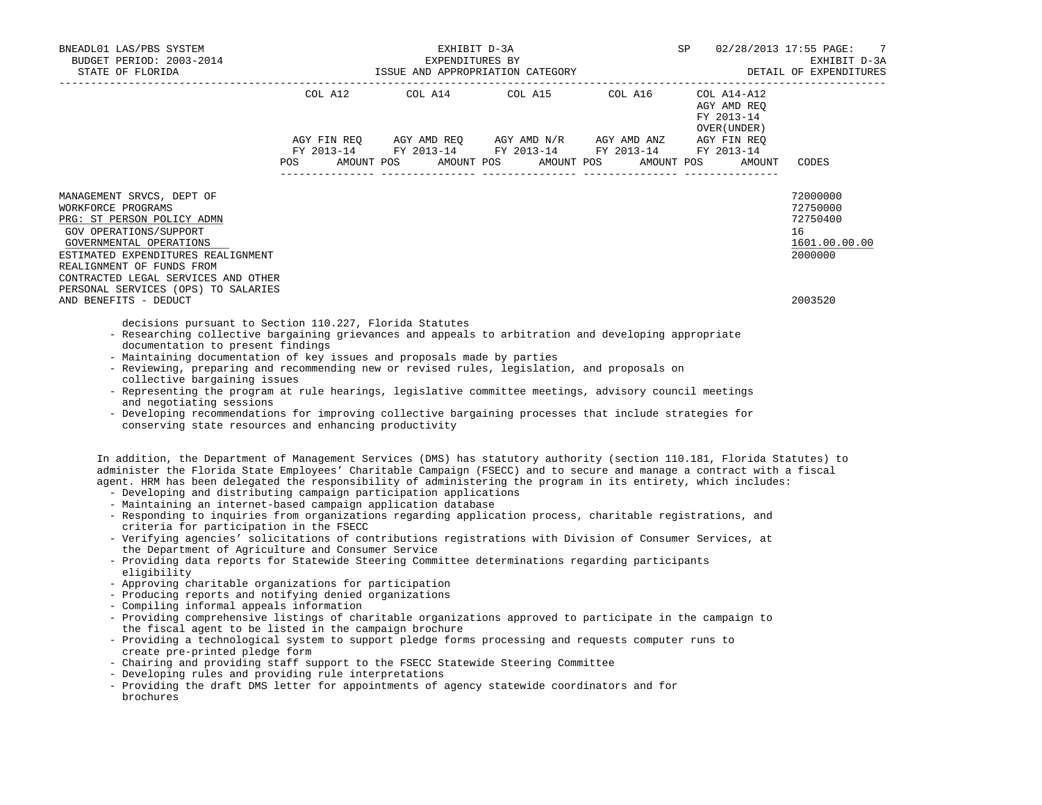| | COL A12 | COL A14 | COL A15 | COL A16 | COL A14-A12 | |
|---|---|---|---|---|---|---|
| | | | | | AGY AMD REQ FY 2013-14 OVER(UNDER) | |
| | AGY FIN REQ FY 2013-14 | AGY AMD REQ FY 2013-14 | AGY AMD N/R FY 2013-14 | AGY AMD ANZ FY 2013-14 | AGY FIN REQ FY 2013-14 | |
| | POS AMOUNT | POS AMOUNT | POS AMOUNT | POS AMOUNT | POS AMOUNT | CODES |
| MANAGEMENT SRVCS, DEPT OF | | | | | | 72000000 |
| WORKFORCE PROGRAMS | | | | | | 72750000 |
| PRG: ST PERSON POLICY ADMN | | | | | | 72750400 |
| GOV OPERATIONS/SUPPORT | | | | | | 16 |
| GOVERNMENTAL OPERATIONS | | | | | | 1601.00.00.00 |
| ESTIMATED EXPENDITURES REALIGNMENT | | | | | | 2000000 |
| REALIGNMENT OF FUNDS FROM CONTRACTED LEGAL SERVICES AND OTHER PERSONAL SERVICES (OPS) TO SALARIES AND BENEFITS - DEDUCT | | | | | | 2003520 |

decisions pursuant to Section 110.227, Florida Statutes
- Researching collective bargaining grievances and appeals to arbitration and developing appropriate documentation to present findings
- Maintaining documentation of key issues and proposals made by parties
- Reviewing, preparing and recommending new or revised rules, legislation, and proposals on collective bargaining issues
- Representing the program at rule hearings, legislative committee meetings, advisory council meetings and negotiating sessions
- Developing recommendations for improving collective bargaining processes that include strategies for conserving state resources and enhancing productivity

In addition, the Department of Management Services (DMS) has statutory authority (section 110.181, Florida Statutes) to administer the Florida State Employees' Charitable Campaign (FSECC) and to secure and manage a contract with a fiscal agent. HRM has been delegated the responsibility of administering the program in its entirety, which includes:
- Developing and distributing campaign participation applications
- Maintaining an internet-based campaign application database
- Responding to inquiries from organizations regarding application process, charitable registrations, and criteria for participation in the FSECC
- Verifying agencies' solicitations of contributions registrations with Division of Consumer Services, at the Department of Agriculture and Consumer Service
- Providing data reports for Statewide Steering Committee determinations regarding participants eligibility
- Approving charitable organizations for participation
- Producing reports and notifying denied organizations
- Compiling informal appeals information
- Providing comprehensive listings of charitable organizations approved to participate in the campaign to the fiscal agent to be listed in the campaign brochure
- Providing a technological system to support pledge forms processing and requests computer runs to create pre-printed pledge form
- Chairing and providing staff support to the FSECC Statewide Steering Committee
- Developing rules and providing rule interpretations
- Providing the draft DMS letter for appointments of agency statewide coordinators and for brochures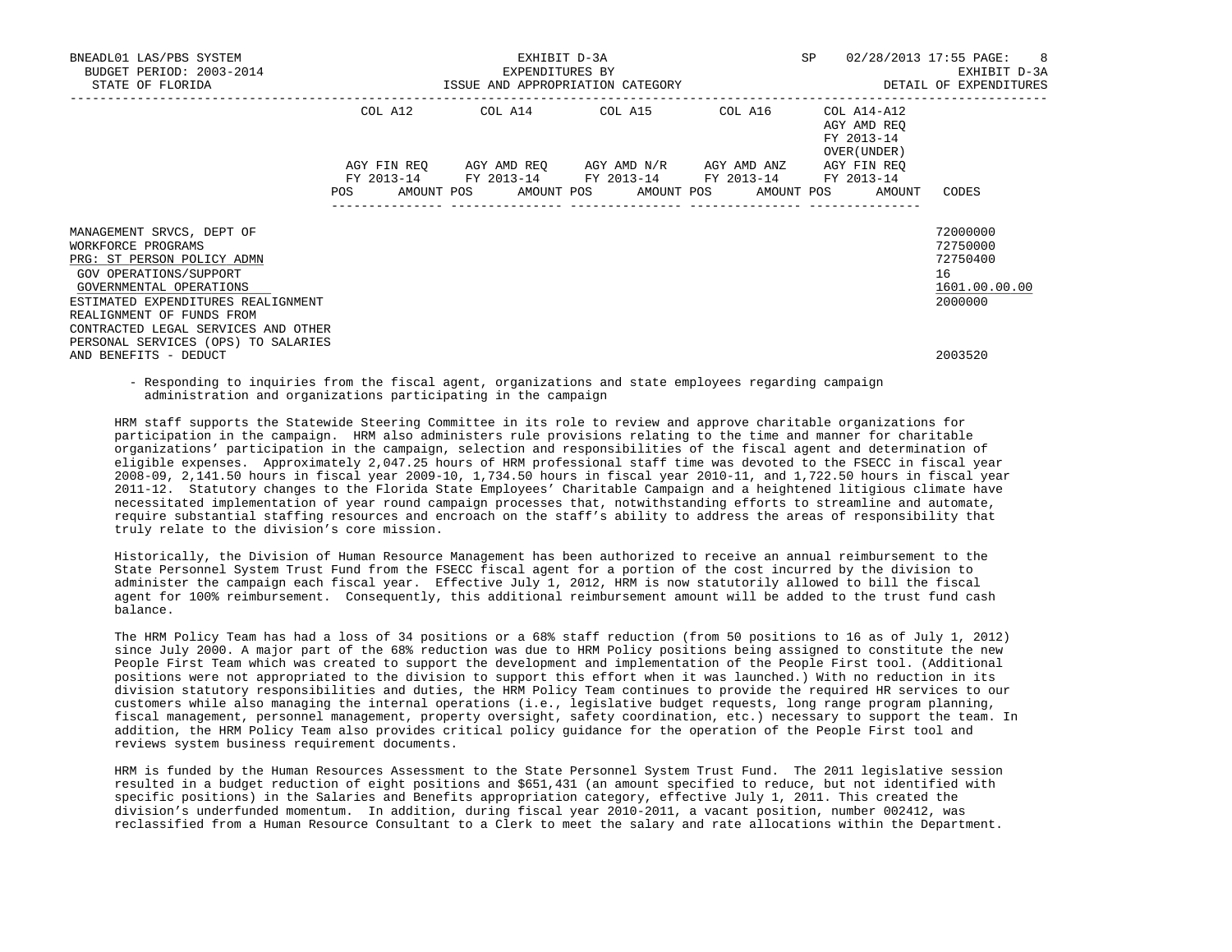| | COL A12 | COL A14 | COL A15 | COL A16 | COL A14-A12 AGY AMD REQ FY 2013-14 OVER(UNDER) | |
|---|---|---|---|---|---|---|
| | AGY FIN REQ FY 2013-14 | AGY AMD REQ FY 2013-14 | AGY AMD N/R FY 2013-14 | AGY AMD ANZ FY 2013-14 | AGY FIN REQ FY 2013-14 | |
| | POS AMOUNT | POS AMOUNT | POS AMOUNT | POS AMOUNT | POS AMOUNT | CODES |
| MANAGEMENT SRVCS, DEPT OF | | | | | | 72000000 |
| WORKFORCE PROGRAMS | | | | | | 72750000 |
| PRG: ST PERSON POLICY ADMN | | | | | | 72750400 |
| GOV OPERATIONS/SUPPORT | | | | | | 16 |
| GOVERNMENTAL OPERATIONS | | | | | | 1601.00.00.00 |
| ESTIMATED EXPENDITURES REALIGNMENT | | | | | | 2000000 |
| REALIGNMENT OF FUNDS FROM CONTRACTED LEGAL SERVICES AND OTHER PERSONAL SERVICES (OPS) TO SALARIES AND BENEFITS - DEDUCT | | | | | | 2003520 |

- Responding to inquiries from the fiscal agent, organizations and state employees regarding campaign administration and organizations participating in the campaign

HRM staff supports the Statewide Steering Committee in its role to review and approve charitable organizations for participation in the campaign. HRM also administers rule provisions relating to the time and manner for charitable organizations' participation in the campaign, selection and responsibilities of the fiscal agent and determination of eligible expenses. Approximately 2,047.25 hours of HRM professional staff time was devoted to the FSECC in fiscal year 2008-09, 2,141.50 hours in fiscal year 2009-10, 1,734.50 hours in fiscal year 2010-11, and 1,722.50 hours in fiscal year 2011-12. Statutory changes to the Florida State Employees' Charitable Campaign and a heightened litigious climate have necessitated implementation of year round campaign processes that, notwithstanding efforts to streamline and automate, require substantial staffing resources and encroach on the staff's ability to address the areas of responsibility that truly relate to the division's core mission.

Historically, the Division of Human Resource Management has been authorized to receive an annual reimbursement to the State Personnel System Trust Fund from the FSECC fiscal agent for a portion of the cost incurred by the division to administer the campaign each fiscal year. Effective July 1, 2012, HRM is now statutorily allowed to bill the fiscal agent for 100% reimbursement. Consequently, this additional reimbursement amount will be added to the trust fund cash balance.

The HRM Policy Team has had a loss of 34 positions or a 68% staff reduction (from 50 positions to 16 as of July 1, 2012) since July 2000. A major part of the 68% reduction was due to HRM Policy positions being assigned to constitute the new People First Team which was created to support the development and implementation of the People First tool. (Additional positions were not appropriated to the division to support this effort when it was launched.) With no reduction in its division statutory responsibilities and duties, the HRM Policy Team continues to provide the required HR services to our customers while also managing the internal operations (i.e., legislative budget requests, long range program planning, fiscal management, personnel management, property oversight, safety coordination, etc.) necessary to support the team. In addition, the HRM Policy Team also provides critical policy guidance for the operation of the People First tool and reviews system business requirement documents.

HRM is funded by the Human Resources Assessment to the State Personnel System Trust Fund. The 2011 legislative session resulted in a budget reduction of eight positions and $651,431 (an amount specified to reduce, but not identified with specific positions) in the Salaries and Benefits appropriation category, effective July 1, 2011. This created the division's underfunded momentum. In addition, during fiscal year 2010-2011, a vacant position, number 002412, was reclassified from a Human Resource Consultant to a Clerk to meet the salary and rate allocations within the Department.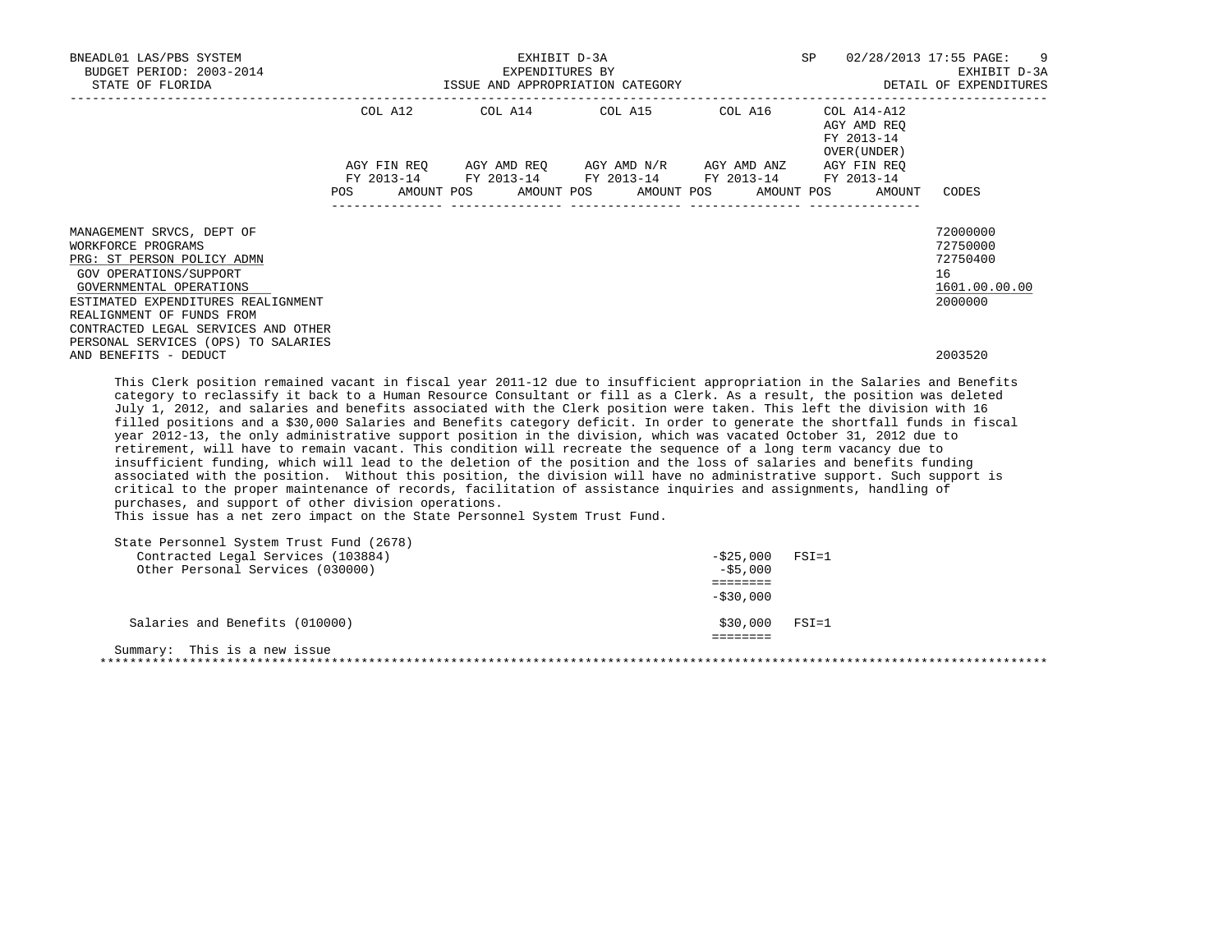| | COL A12 | | COL A14 | | COL A15 | | COL A16 | | COL A14-A12 AGY AMD REQ FY 2013-14 OVER(UNDER) | | |
|---|---|---|---|---|---|---|---|---|---|---|---|
| | AGY FIN REQ FY 2013-14 | | AGY AMD REQ FY 2013-14 | | AGY AMD N/R FY 2013-14 | | AGY AMD ANZ FY 2013-14 | | AGY FIN REQ FY 2013-14 | | |
| | POS | AMOUNT | POS | AMOUNT | POS | AMOUNT | POS | AMOUNT | POS | AMOUNT | CODES |
| MANAGEMENT SRVCS, DEPT OF | | | | | | | | | | | 72000000 |
| WORKFORCE PROGRAMS | | | | | | | | | | | 72750000 |
| PRG: ST PERSON POLICY ADMN | | | | | | | | | | | 72750400 |
| GOV OPERATIONS/SUPPORT | | | | | | | | | | | 16 |
| GOVERNMENTAL OPERATIONS | | | | | | | | | | | 1601.00.00.00 |
| ESTIMATED EXPENDITURES REALIGNMENT | | | | | | | | | | | 2000000 |
| REALIGNMENT OF FUNDS FROM CONTRACTED LEGAL SERVICES AND OTHER PERSONAL SERVICES (OPS) TO SALARIES AND BENEFITS - DEDUCT | | | | | | | | | | | 2003520 |

This Clerk position remained vacant in fiscal year 2011-12 due to insufficient appropriation in the Salaries and Benefits category to reclassify it back to a Human Resource Consultant or fill as a Clerk. As a result, the position was deleted July 1, 2012, and salaries and benefits associated with the Clerk position were taken. This left the division with 16 filled positions and a $30,000 Salaries and Benefits category deficit. In order to generate the shortfall funds in fiscal year 2012-13, the only administrative support position in the division, which was vacated October 31, 2012 due to retirement, will have to remain vacant. This condition will recreate the sequence of a long term vacancy due to insufficient funding, which will lead to the deletion of the position and the loss of salaries and benefits funding associated with the position. Without this position, the division will have no administrative support. Such support is critical to the proper maintenance of records, facilitation of assistance inquiries and assignments, handling of purchases, and support of other division operations.
This issue has a net zero impact on the State Personnel System Trust Fund.

State Personnel System Trust Fund (2678)

| | | |
|---|---|---|
| Contracted Legal Services (103884) | -$25,000 | FSI=1 |
| Other Personal Services (030000) | -$5,000 | |
| | ======== | |
| | -$30,000 | |
| Salaries and Benefits (010000) | $30,000 | FSI=1 |
| | ======== | |

Summary: This is a new issue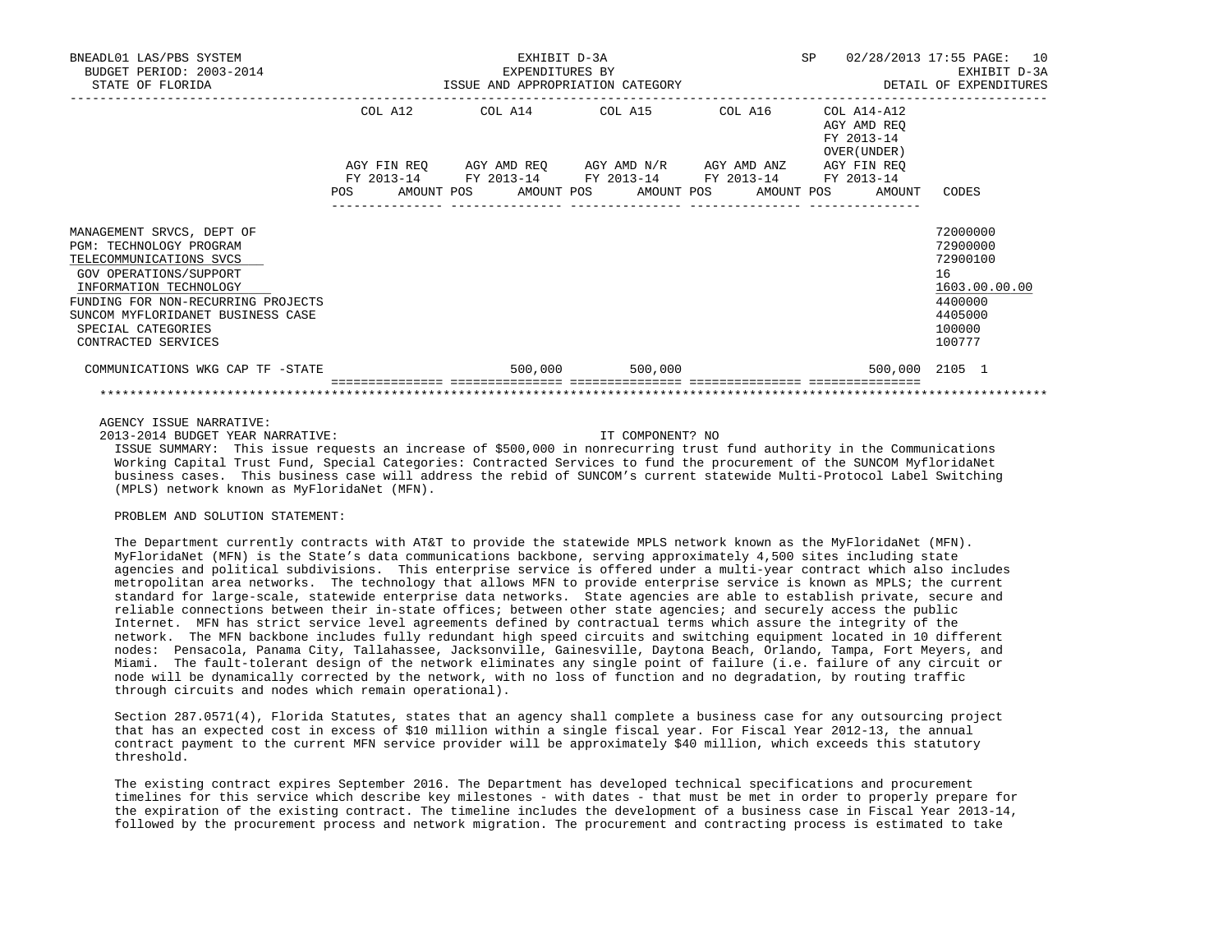| | COL A12 AGY FIN REQ FY 2013-14 | | COL A14 AGY AMD REQ FY 2013-14 | | COL A15 AGY AMD N/R FY 2013-14 | | COL A16 AGY AMD ANZ FY 2013-14 | | COL A14-A12 AGY AMD REQ FY 2013-14 OVER(UNDER) AGY FIN REQ FY 2013-14 | | CODES |
|---|---|---|---|---|---|---|---|---|---|---|---|
| | POS | AMOUNT | POS | AMOUNT | POS | AMOUNT | POS | AMOUNT | POS | AMOUNT | |
| MANAGEMENT SRVCS, DEPT OF | | | | | | | | | | | 72000000 |
| PGM: TECHNOLOGY PROGRAM | | | | | | | | | | | 72900000 |
| TELECOMMUNICATIONS SVCS | | | | | | | | | | | 72900100 |
| GOV OPERATIONS/SUPPORT | | | | | | | | | | | 16 |
| INFORMATION TECHNOLOGY | | | | | | | | | | | 1603.00.00.00 |
| FUNDING FOR NON-RECURRING PROJECTS | | | | | | | | | | | 4400000 |
| SUNCOM MYFLORIDANET BUSINESS CASE | | | | | | | | | | | 4405000 |
| SPECIAL CATEGORIES | | | | | | | | | | | 100000 |
| CONTRACTED SERVICES | | | | | | | | | | | 100777 |
| COMMUNICATIONS WKG CAP TF -STATE | | | | 500,000 | | 500,000 | | | | 500,000 | 2105 1 |

AGENCY ISSUE NARRATIVE:

2013-2014 BUDGET YEAR NARRATIVE: IT COMPONENT? NO

ISSUE SUMMARY: This issue requests an increase of $500,000 in nonrecurring trust fund authority in the Communications Working Capital Trust Fund, Special Categories: Contracted Services to fund the procurement of the SUNCOM MyfloridaNet business cases. This business case will address the rebid of SUNCOM's current statewide Multi-Protocol Label Switching (MPLS) network known as MyFloridaNet (MFN).

PROBLEM AND SOLUTION STATEMENT:

The Department currently contracts with AT&T to provide the statewide MPLS network known as the MyFloridaNet (MFN). MyFloridaNet (MFN) is the State's data communications backbone, serving approximately 4,500 sites including state agencies and political subdivisions. This enterprise service is offered under a multi-year contract which also includes metropolitan area networks. The technology that allows MFN to provide enterprise service is known as MPLS; the current standard for large-scale, statewide enterprise data networks. State agencies are able to establish private, secure and reliable connections between their in-state offices; between other state agencies; and securely access the public Internet. MFN has strict service level agreements defined by contractual terms which assure the integrity of the network. The MFN backbone includes fully redundant high speed circuits and switching equipment located in 10 different nodes: Pensacola, Panama City, Tallahassee, Jacksonville, Gainesville, Daytona Beach, Orlando, Tampa, Fort Meyers, and Miami. The fault-tolerant design of the network eliminates any single point of failure (i.e. failure of any circuit or node will be dynamically corrected by the network, with no loss of function and no degradation, by routing traffic through circuits and nodes which remain operational).

Section 287.0571(4), Florida Statutes, states that an agency shall complete a business case for any outsourcing project that has an expected cost in excess of $10 million within a single fiscal year. For Fiscal Year 2012-13, the annual contract payment to the current MFN service provider will be approximately $40 million, which exceeds this statutory threshold.

The existing contract expires September 2016. The Department has developed technical specifications and procurement timelines for this service which describe key milestones - with dates - that must be met in order to properly prepare for the expiration of the existing contract. The timeline includes the development of a business case in Fiscal Year 2013-14, followed by the procurement process and network migration. The procurement and contracting process is estimated to take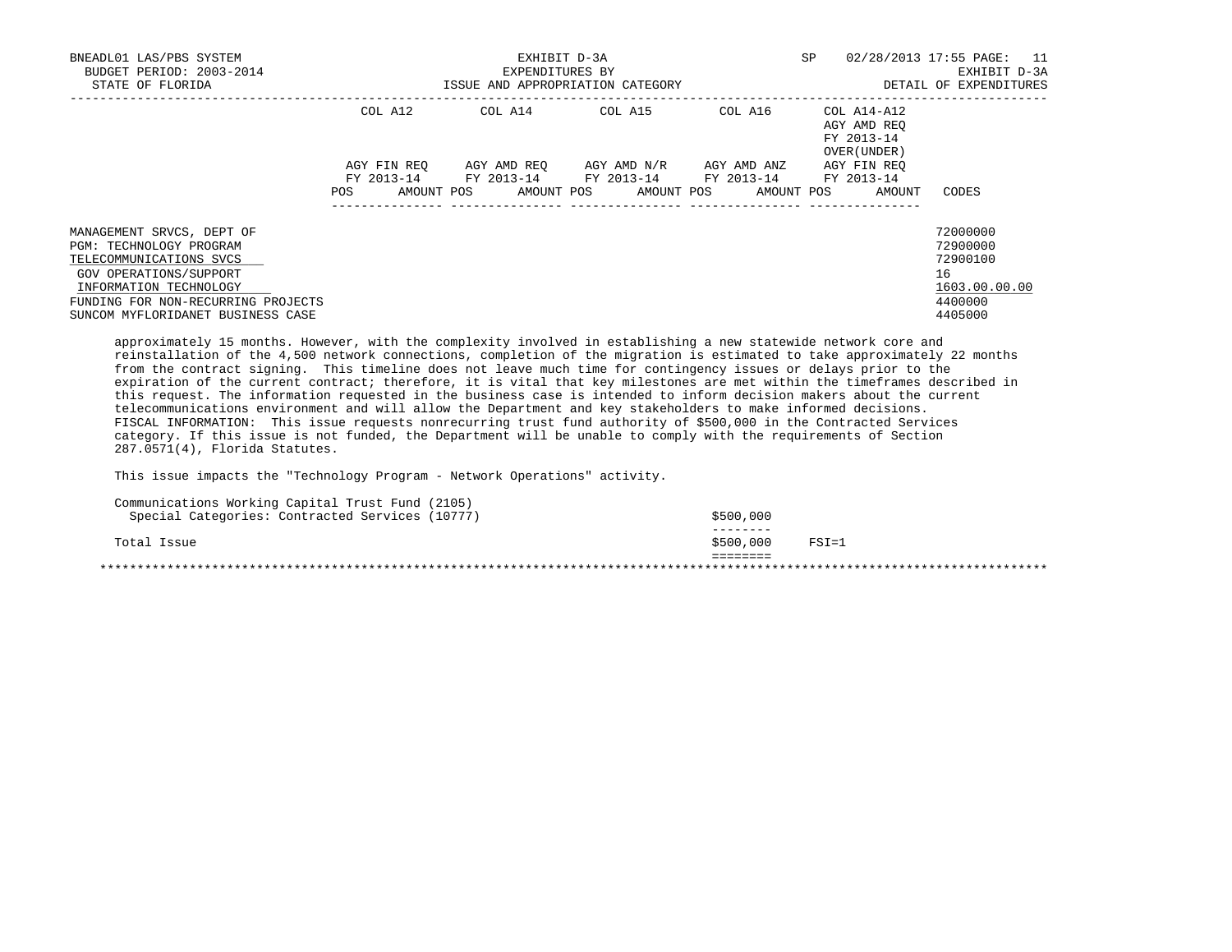| | COL A12 | COL A14 | COL A15 | COL A16 | COL A14-A12 AGY AMD REQ FY 2013-14 OVER(UNDER) | |
|---|---|---|---|---|---|---|
| | AGY FIN REQ FY 2013-14 | AGY AMD REQ FY 2013-14 | AGY AMD N/R FY 2013-14 | AGY AMD ANZ FY 2013-14 | AGY FIN REQ FY 2013-14 | |
| | POS AMOUNT | POS AMOUNT | POS AMOUNT | POS AMOUNT | POS AMOUNT | CODES |
| MANAGEMENT SRVCS, DEPT OF | | | | | | 72000000 |
| PGM: TECHNOLOGY PROGRAM | | | | | | 72900000 |
| TELECOMMUNICATIONS SVCS | | | | | | 72900100 |
| GOV OPERATIONS/SUPPORT | | | | | | 16 |
| INFORMATION TECHNOLOGY | | | | | | 1603.00.00.00 |
| FUNDING FOR NON-RECURRING PROJECTS | | | | | | 4400000 |
| SUNCOM MYFLORIDANET BUSINESS CASE | | | | | | 4405000 |

approximately 15 months. However, with the complexity involved in establishing a new statewide network core and reinstallation of the 4,500 network connections, completion of the migration is estimated to take approximately 22 months from the contract signing. This timeline does not leave much time for contingency issues or delays prior to the expiration of the current contract; therefore, it is vital that key milestones are met within the timeframes described in this request. The information requested in the business case is intended to inform decision makers about the current telecommunications environment and will allow the Department and key stakeholders to make informed decisions.
FISCAL INFORMATION: This issue requests nonrecurring trust fund authority of $500,000 in the Contracted Services category. If this issue is not funded, the Department will be unable to comply with the requirements of Section 287.0571(4), Florida Statutes.

This issue impacts the "Technology Program - Network Operations" activity.

| | Amount | |
|---|---|---|
| Communications Working Capital Trust Fund (2105) | | |
| Special Categories: Contracted Services (10777) | $500,000 | |
| Total Issue | $500,000 | FSI=1 |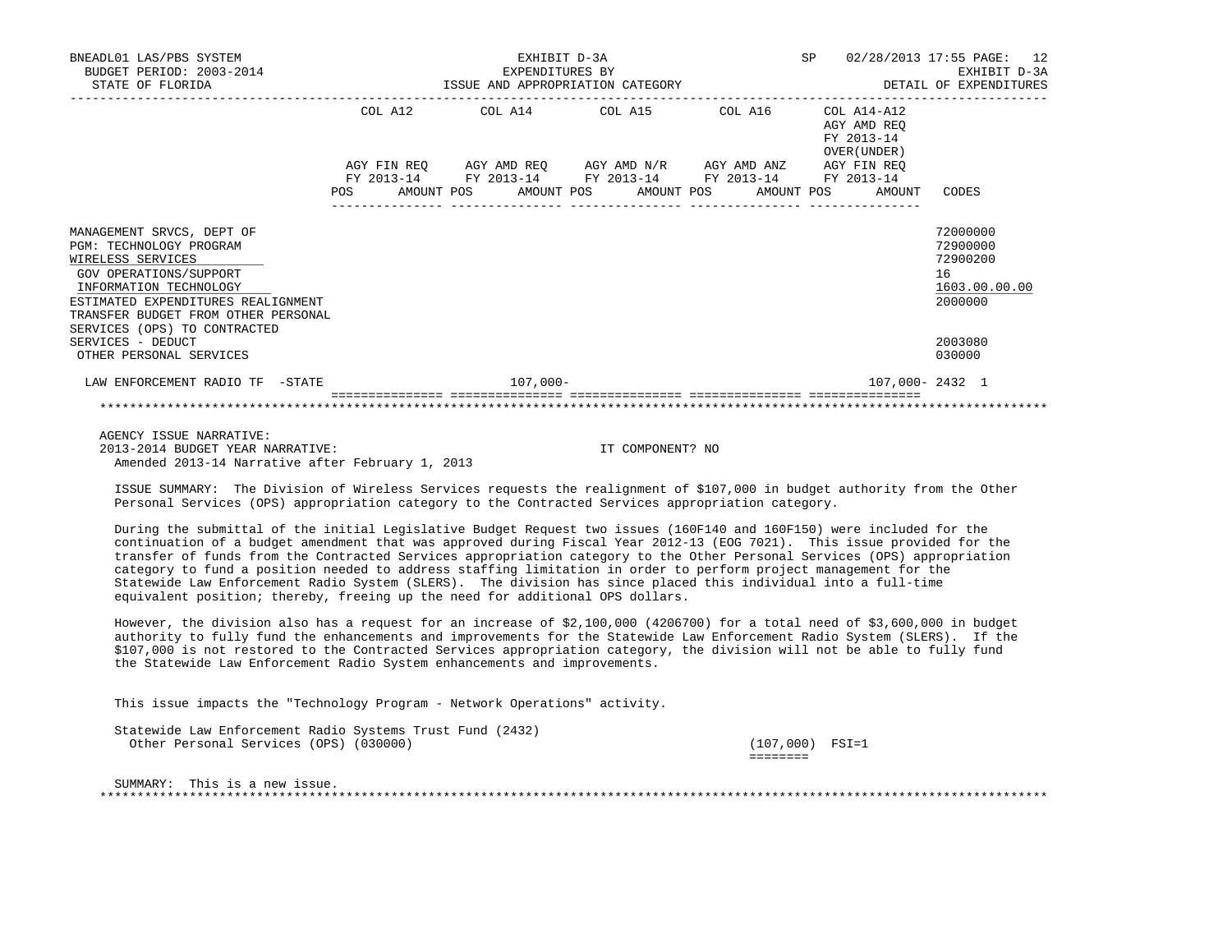BNEADL01 LAS/PBS SYSTEM — EXHIBIT D-3A — EXPENDITURES BY ISSUE AND APPROPRIATION CATEGORY
BUDGET PERIOD: 2003-2014 — STATE OF FLORIDA — SP 02/28/2013 17:55 — EXHIBIT D-3A DETAIL OF EXPENDITURES

| | COL A12 AGY FIN REQ FY 2013-14 POS AMOUNT | COL A14 AGY AMD REQ FY 2013-14 POS AMOUNT | COL A15 AGY AMD N/R FY 2013-14 POS AMOUNT | COL A16 AGY AMD ANZ FY 2013-14 POS AMOUNT | COL A14-A12 AGY AMD REQ FY 2013-14 OVER(UNDER) AGY FIN REQ FY 2013-14 POS AMOUNT | CODES |
|---|---|---|---|---|---|---|
| MANAGEMENT SRVCS, DEPT OF | | | | | | 72000000 |
| PGM: TECHNOLOGY PROGRAM | | | | | | 72900000 |
| WIRELESS SERVICES | | | | | | 72900200 |
| GOV OPERATIONS/SUPPORT | | | | | | 16 |
| INFORMATION TECHNOLOGY | | | | | | 1603.00.00.00 |
| ESTIMATED EXPENDITURES REALIGNMENT | | | | | | 2000000 |
| TRANSFER BUDGET FROM OTHER PERSONAL SERVICES (OPS) TO CONTRACTED SERVICES - DEDUCT | | | | | | 2003080 |
| OTHER PERSONAL SERVICES | | | | | | 030000 |
| LAW ENFORCEMENT RADIO TF -STATE | | 107,000- | | | 107,000- | 2432 1 |

AGENCY ISSUE NARRATIVE:
2013-2014 BUDGET YEAR NARRATIVE: IT COMPONENT? NO
Amended 2013-14 Narrative after February 1, 2013

ISSUE SUMMARY: The Division of Wireless Services requests the realignment of $107,000 in budget authority from the Other Personal Services (OPS) appropriation category to the Contracted Services appropriation category.

During the submittal of the initial Legislative Budget Request two issues (160F140 and 160F150) were included for the continuation of a budget amendment that was approved during Fiscal Year 2012-13 (EOG 7021). This issue provided for the transfer of funds from the Contracted Services appropriation category to the Other Personal Services (OPS) appropriation category to fund a position needed to address staffing limitation in order to perform project management for the Statewide Law Enforcement Radio System (SLERS). The division has since placed this individual into a full-time equivalent position; thereby, freeing up the need for additional OPS dollars.

However, the division also has a request for an increase of $2,100,000 (4206700) for a total need of $3,600,000 in budget authority to fully fund the enhancements and improvements for the Statewide Law Enforcement Radio System (SLERS). If the $107,000 is not restored to the Contracted Services appropriation category, the division will not be able to fully fund the Statewide Law Enforcement Radio System enhancements and improvements.

This issue impacts the "Technology Program - Network Operations" activity.

Statewide Law Enforcement Radio Systems Trust Fund (2432)
Other Personal Services (OPS) (030000) (107,000) FSI=1

SUMMARY: This is a new issue.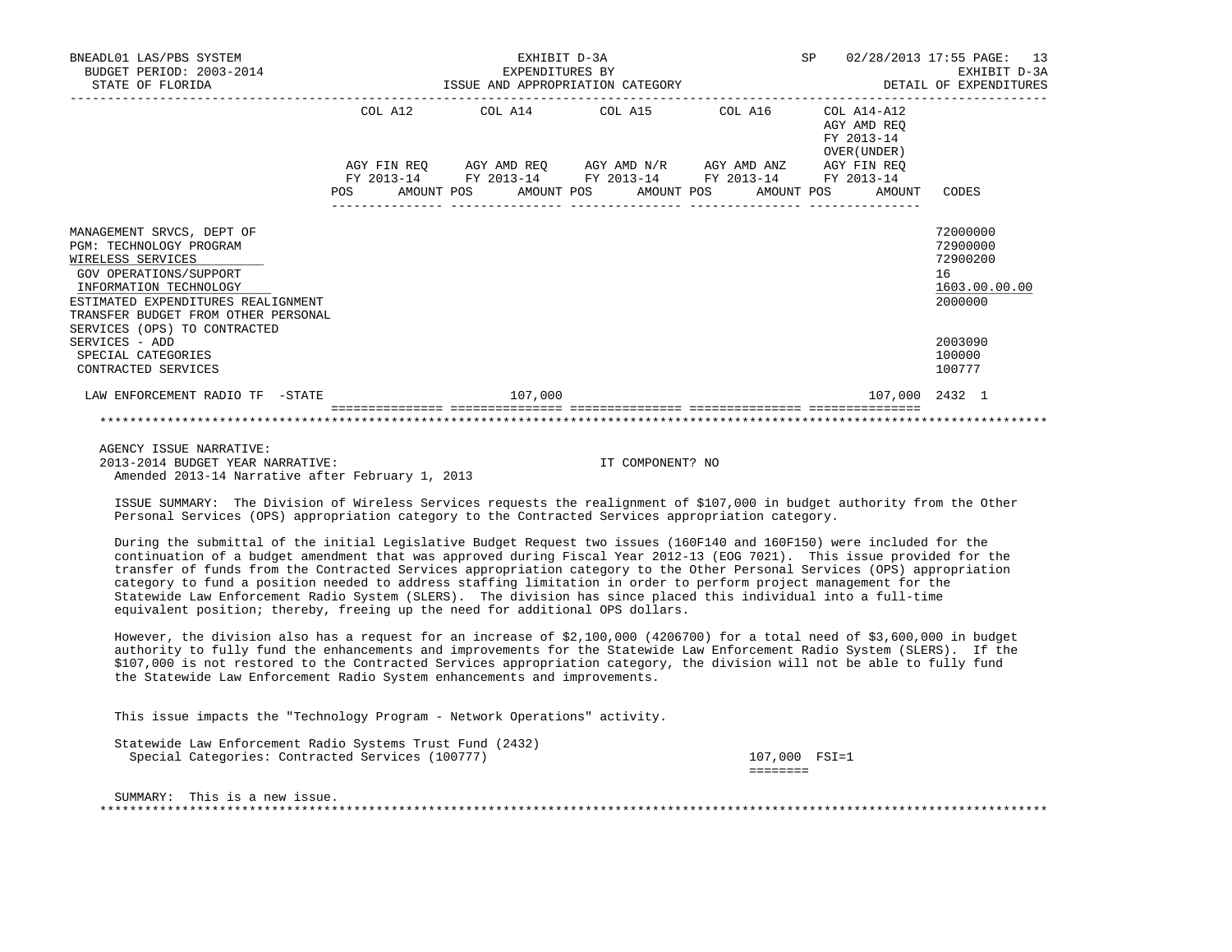BNEADL01 LAS/PBS SYSTEM
BUDGET PERIOD: 2003-2014
STATE OF FLORIDA

EXHIBIT D-3A
EXPENDITURES BY
ISSUE AND APPROPRIATION CATEGORY

SP 02/28/2013 17:55

EXHIBIT D-3A
DETAIL OF EXPENDITURES

| | COL A12 AGY FIN REQ FY 2013-14 POS AMOUNT | COL A14 AGY AMD REQ FY 2013-14 POS AMOUNT | COL A15 AGY AMD N/R FY 2013-14 POS AMOUNT | COL A16 AGY AMD ANZ FY 2013-14 POS AMOUNT | COL A14-A12 AGY AMD REQ FY 2013-14 OVER(UNDER) AGY FIN REQ FY 2013-14 POS AMOUNT | CODES |
|---|---|---|---|---|---|---|
| MANAGEMENT SRVCS, DEPT OF | | | | | | 72000000 |
| PGM: TECHNOLOGY PROGRAM | | | | | | 72900000 |
| WIRELESS SERVICES | | | | | | 72900200 |
| GOV OPERATIONS/SUPPORT | | | | | | 16 |
| INFORMATION TECHNOLOGY | | | | | | 1603.00.00.00 |
| ESTIMATED EXPENDITURES REALIGNMENT | | | | | | 2000000 |
| TRANSFER BUDGET FROM OTHER PERSONAL SERVICES (OPS) TO CONTRACTED SERVICES - ADD | | | | | | 2003090 |
| SPECIAL CATEGORIES | | | | | | 100000 |
| CONTRACTED SERVICES | | | | | | 100777 |
| LAW ENFORCEMENT RADIO TF -STATE | | 107,000 | | | 107,000 | 2432 1 |

AGENCY ISSUE NARRATIVE:
2013-2014 BUDGET YEAR NARRATIVE: IT COMPONENT? NO
Amended 2013-14 Narrative after February 1, 2013

ISSUE SUMMARY: The Division of Wireless Services requests the realignment of $107,000 in budget authority from the Other Personal Services (OPS) appropriation category to the Contracted Services appropriation category.

During the submittal of the initial Legislative Budget Request two issues (160F140 and 160F150) were included for the continuation of a budget amendment that was approved during Fiscal Year 2012-13 (EOG 7021). This issue provided for the transfer of funds from the Contracted Services appropriation category to the Other Personal Services (OPS) appropriation category to fund a position needed to address staffing limitation in order to perform project management for the Statewide Law Enforcement Radio System (SLERS). The division has since placed this individual into a full-time equivalent position; thereby, freeing up the need for additional OPS dollars.

However, the division also has a request for an increase of $2,100,000 (4206700) for a total need of $3,600,000 in budget authority to fully fund the enhancements and improvements for the Statewide Law Enforcement Radio System (SLERS). If the $107,000 is not restored to the Contracted Services appropriation category, the division will not be able to fully fund the Statewide Law Enforcement Radio System enhancements and improvements.

This issue impacts the "Technology Program - Network Operations" activity.

Statewide Law Enforcement Radio Systems Trust Fund (2432)
Special Categories: Contracted Services (100777) 107,000 FSI=1

SUMMARY: This is a new issue.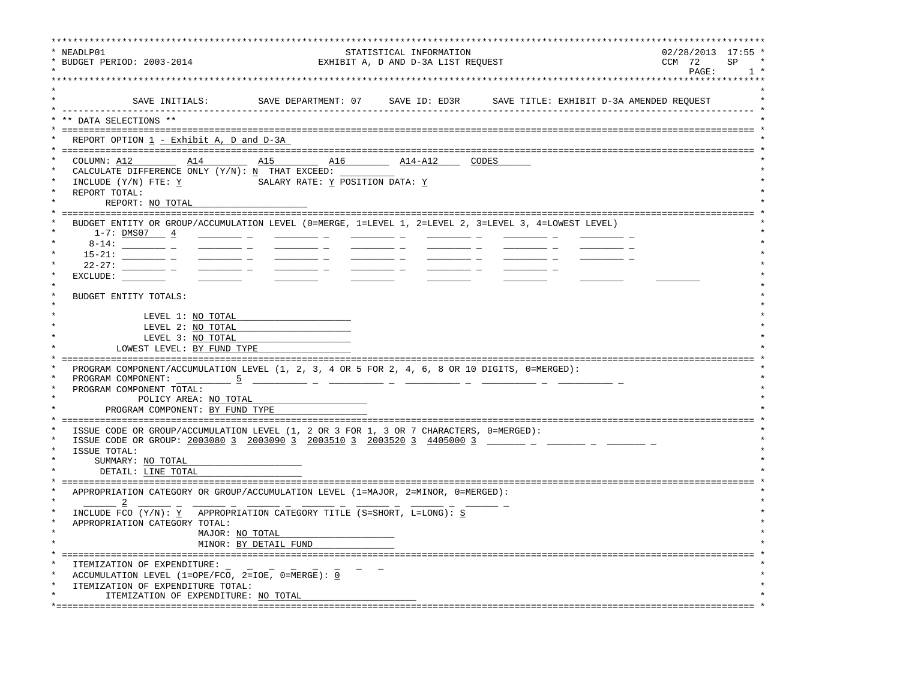```
****************************************************************************************************************************
* NEADLP01                                        STATISTICAL INFORMATION                                 02/28/2013  17:55 *
* BUDGET PERIOD: 2003-2014                   EXHIBIT A, D AND D-3A LIST REQUEST                           CCM  72     SP    *
*                                                                                                              PAGE:      1 *
****************************************************************************************************************************
*                                                                                                                          *
*             SAVE INITIALS:         SAVE DEPARTMENT: 07     SAVE ID: ED3R      SAVE TITLE: EXHIBIT D-3A AMENDED REQUEST        *
* ------------------------------------------------------------------------------------------------------------------------ *
* ** DATA SELECTIONS **                                                                                                    *
* ======================================================================================================================== *
*   REPORT OPTION 1 - Exhibit A, D and D-3A                                                                                *
* ======================================================================================================================== *
*   COLUMN: A12         A14         A15         A16         A14-A12      CODES                                             *
*   CALCULATE DIFFERENCE ONLY (Y/N): N  THAT EXCEED: __________                                                            *
*   INCLUDE (Y/N) FTE: Y             SALARY RATE: Y POSITION DATA: Y                                                       *
*   REPORT TOTAL:                                                                                                          *
*         REPORT: NO TOTAL                                                                                                 *
* ======================================================================================================================== *
*   BUDGET ENTITY OR GROUP/ACCUMULATION LEVEL (0=MERGE, 1=LEVEL 1, 2=LEVEL 2, 3=LEVEL 3, 4=LOWEST LEVEL)                   *
*       1-7: DMS07    4    ________ _    ________ _    ________ _    ________ _    ________ _    ________ _                *
*      8-14: ________ _    ________ _    ________ _    ________ _    ________ _    ________ _    ________ _                *
*     15-21: ________ _    ________ _    ________ _    ________ _    ________ _    ________ _    ________ _                *
*     22-27: ________ _    ________ _    ________ _    ________ _    ________ _    ________ _                              *
*   EXCLUDE: ________      ________      ________      ________      ________      ________      ________      ________    *
*                                                                                                                          *
*   BUDGET ENTITY TOTALS:                                                                                                  *
*                                                                                                                          *
*               LEVEL 1: NO TOTAL                                                                                          *
*               LEVEL 2: NO TOTAL                                                                                          *
*               LEVEL 3: NO TOTAL                                                                                          *
*          LOWEST LEVEL: BY FUND TYPE                                                                                      *
* ======================================================================================================================== *
*   PROGRAM COMPONENT/ACCUMULATION LEVEL (1, 2, 3, 4 OR 5 FOR 2, 4, 6, 8 OR 10 DIGITS, 0=MERGED):                          *
*   PROGRAM COMPONENT: __________ 5  __________ _  __________ _  __________ _  __________ _  __________ _                  *
*   PROGRAM COMPONENT TOTAL:                                                                                               *
*              POLICY AREA: NO TOTAL                                                                                       *
*         PROGRAM COMPONENT: BY FUND TYPE                                                                                  *
* ======================================================================================================================== *
*   ISSUE CODE OR GROUP/ACCUMULATION LEVEL (1, 2 OR 3 FOR 1, 3 OR 7 CHARACTERS, 0=MERGED):                                 *
*   ISSUE CODE OR GROUP: 2003080 3  2003090 3  2003510 3  2003520 3  4405000 3  _______ _  _______ _  _______ _           *
*   ISSUE TOTAL:                                                                                                           *
*       SUMMARY: NO TOTAL                                                                                                  *
*        DETAIL: LINE TOTAL                                                                                                *
* ======================================================================================================================== *
*   APPROPRIATION CATEGORY OR GROUP/ACCUMULATION LEVEL (1=MAJOR, 2=MINOR, 0=MERGED):                                       *
*   _______ 2  ______ _  ______ _  ______ _  ______ _  ______ _  ______ _                                                  *
*   INCLUDE FCO (Y/N): Y   APPROPRIATION CATEGORY TITLE (S=SHORT, L=LONG): S                                               *
*   APPROPRIATION CATEGORY TOTAL:                                                                                          *
*                           MAJOR: NO TOTAL                                                                                *
*                           MINOR: BY DETAIL FUND                                                                          *
* ======================================================================================================================== *
*   ITEMIZATION OF EXPENDITURE: _  _  _  _  _  _  _  _                                                                     *
*   ACCUMULATION LEVEL (1=OPE/FCO, 2=IOE, 0=MERGE): 0                                                                      *
*   ITEMIZATION OF EXPENDITURE TOTAL:                                                                                      *
*         ITEMIZATION OF EXPENDITURE: NO TOTAL                                                                             *
*========================================================================================================================= *
```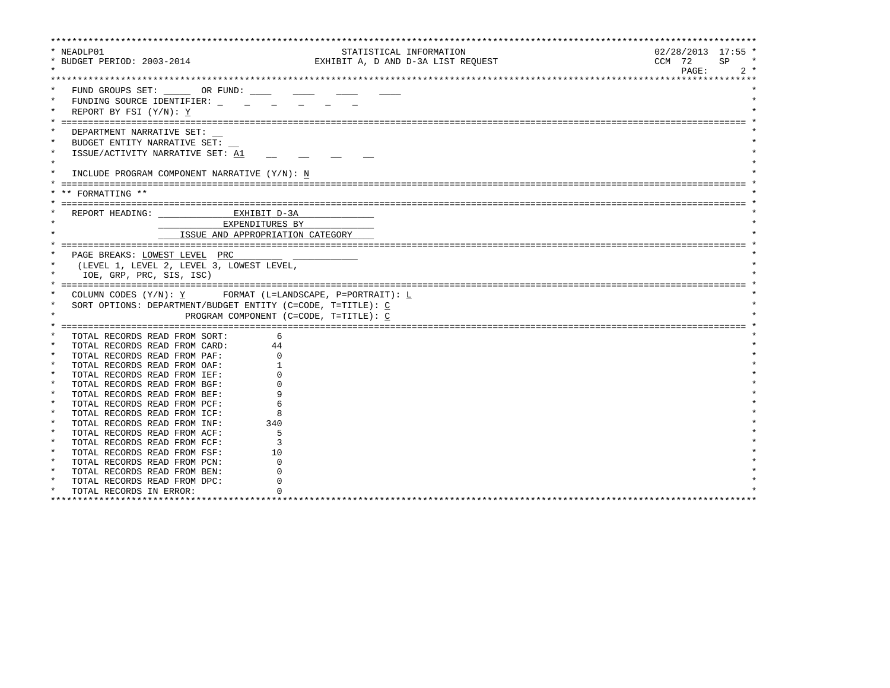```
*****************************************************************************************************************************************
* NEADLP01                                          STATISTICAL INFORMATION                                            02/28/2013  17:55 *
* BUDGET PERIOD: 2003-2014                     EXHIBIT A, D AND D-3A LIST REQUEST                                     CCM  72     SP    *
*                                                                                                                           PAGE:      2 *
*****************************************************************************************************************************************
*   FUND GROUPS SET: _____  OR FUND: ____    ____    ____    ____                                                                        *
*   FUNDING SOURCE IDENTIFIER: _    _    _    _    _    _                                                                               *
*   REPORT BY FSI (Y/N): Y                                                                                                               *
* ===================================================================================================================================== *
*   DEPARTMENT NARRATIVE SET: __                                                                                                         *
*   BUDGET ENTITY NARRATIVE SET: __                                                                                                      *
*   ISSUE/ACTIVITY NARRATIVE SET: A1    __    __    __    __                                                                            *
*                                                                                                                                        *
*   INCLUDE PROGRAM COMPONENT NARRATIVE (Y/N): N                                                                                         *
* ===================================================================================================================================== *
* ** FORMATTING **                                                                                                                       *
* ===================================================================================================================================== *
*   REPORT HEADING: _____________EXHIBIT D-3A_____________                                                                               *
*                   ___________EXPENDITURES BY____________                                                                               *
*                   ___ISSUE AND APPROPRIATION CATEGORY___                                                                               *
* ===================================================================================================================================== *
*   PAGE BREAKS: LOWEST LEVEL  PRC_________  ___________                                                                                 *
*     (LEVEL 1, LEVEL 2, LEVEL 3, LOWEST LEVEL,                                                                                          *
*      IOE, GRP, PRC, SIS, ISC)                                                                                                          *
* ===================================================================================================================================== *
*   COLUMN CODES (Y/N): Y       FORMAT (L=LANDSCAPE, P=PORTRAIT): L                                                                      *
*   SORT OPTIONS: DEPARTMENT/BUDGET ENTITY (C=CODE, T=TITLE): C                                                                          *
*                          PROGRAM COMPONENT (C=CODE, T=TITLE): C                                                                        *
* ===================================================================================================================================== *
*   TOTAL RECORDS READ FROM SORT:         6                                                                                              *
*   TOTAL RECORDS READ FROM CARD:        44                                                                                             *
*   TOTAL RECORDS READ FROM PAF:          0                                                                                              *
*   TOTAL RECORDS READ FROM OAF:          1                                                                                              *
*   TOTAL RECORDS READ FROM IEF:          0                                                                                              *
*   TOTAL RECORDS READ FROM BGF:          0                                                                                              *
*   TOTAL RECORDS READ FROM BEF:          9                                                                                              *
*   TOTAL RECORDS READ FROM PCF:          6                                                                                              *
*   TOTAL RECORDS READ FROM ICF:          8                                                                                              *
*   TOTAL RECORDS READ FROM INF:        340                                                                                              *
*   TOTAL RECORDS READ FROM ACF:          5                                                                                              *
*   TOTAL RECORDS READ FROM FCF:          3                                                                                              *
*   TOTAL RECORDS READ FROM FSF:         10                                                                                              *
*   TOTAL RECORDS READ FROM PCN:          0                                                                                              *
*   TOTAL RECORDS READ FROM BEN:          0                                                                                              *
*   TOTAL RECORDS READ FROM DPC:          0                                                                                              *
*   TOTAL RECORDS IN ERROR:               0                                                                                              *
*****************************************************************************************************************************************
```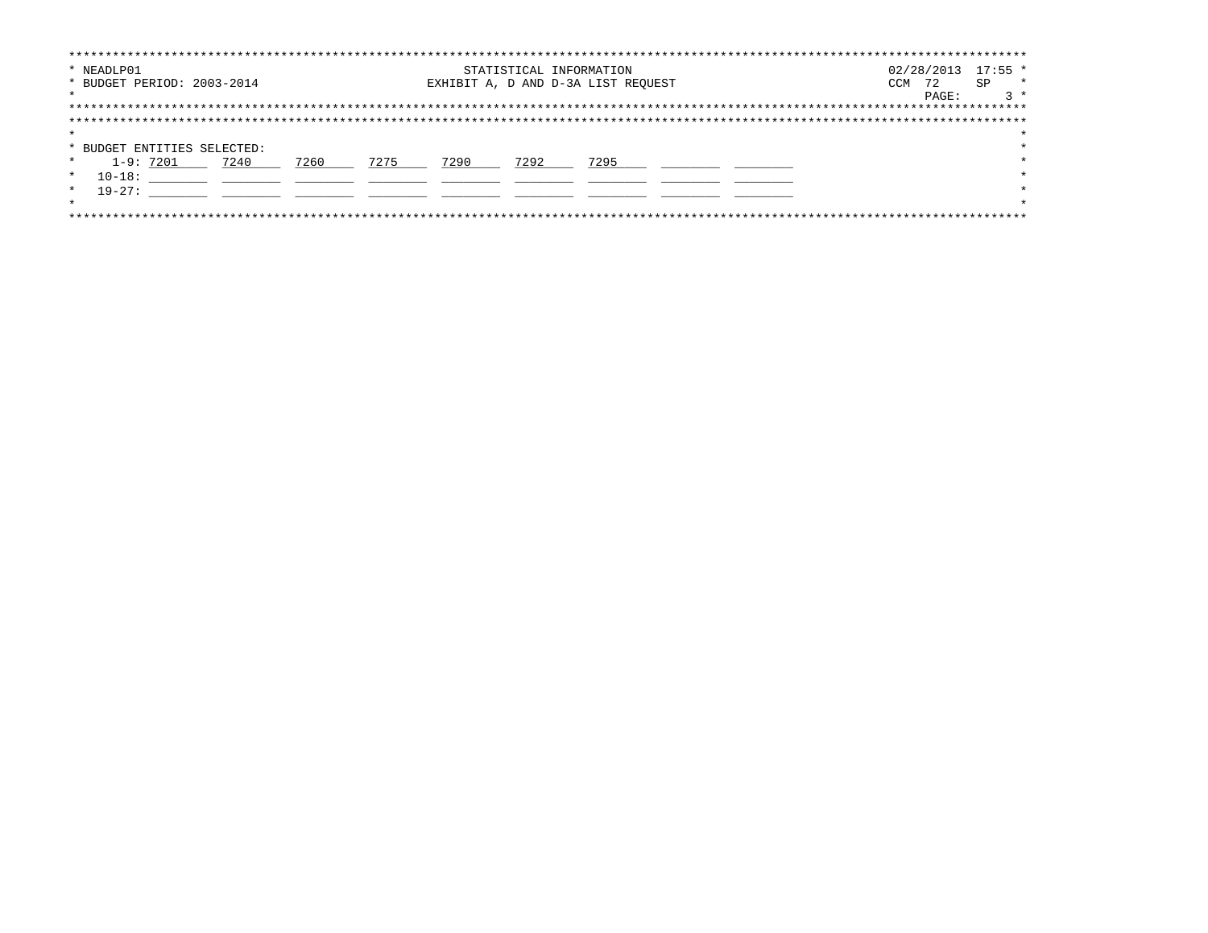NEADLP01

BUDGET PERIOD: 2003-2014

STATISTICAL INFORMATION

EXHIBIT A, D AND D-3A LIST REQUEST

02/28/2013 17:55

CCM 72 SP

PAGE: 3

BUDGET ENTITIES SELECTED:

| | | | | | | | | | |
|---|---|---|---|---|---|---|---|---|---|
| 1-9: | 7201 | 7240 | 7260 | 7275 | 7290 | 7292 | 7295 | | |
| 10-18: | | | | | | | | | |
| 19-27: | | | | | | | | | |